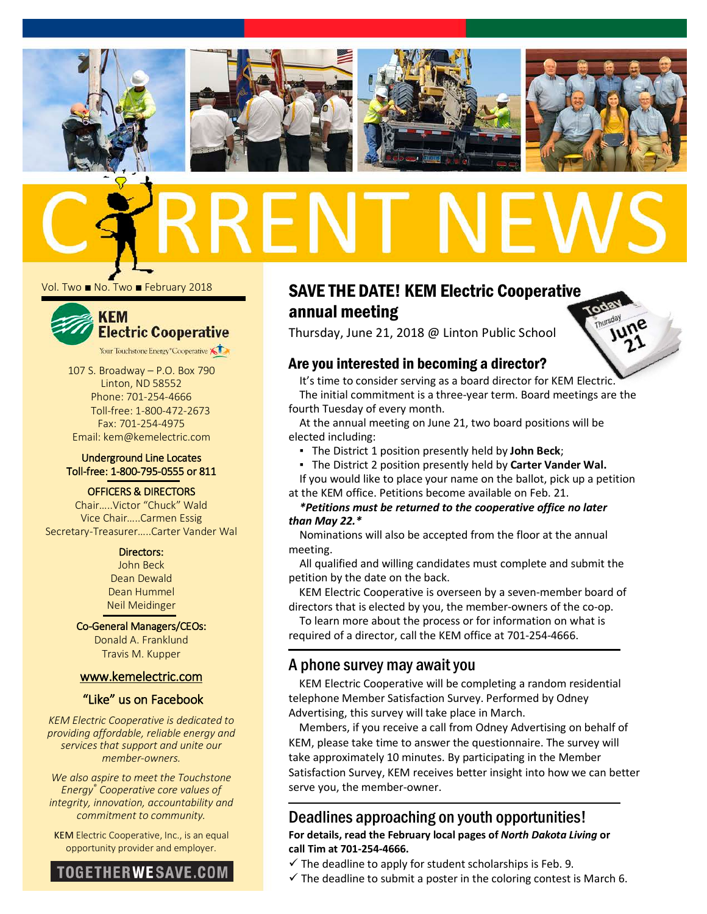# CURRENT NEWS

Vol. Two ■ No. Two ■ February 2018

**KEM Electric Cooperative**

Your Touchstone Energy® Cooperative

107 S. Broadway – P.O. Box 790
Linton, ND 58552
Phone: 701-254-4666
Toll-free: 1-800-472-2673
Fax: 701-254-4975
Email: kem@kemelectric.com

Underground Line Locates
Toll-free: 1-800-795-0555 or 811

OFFICERS & DIRECTORS
Chair.....Victor "Chuck" Wald
Vice Chair.....Carmen Essig
Secretary-Treasurer.....Carter Vander Wal

Directors:
John Beck
Dean Dewald
Dean Hummel
Neil Meidinger

Co-General Managers/CEOs:
Donald A. Franklund
Travis M. Kupper

www.kemelectric.com

"Like" us on Facebook

*KEM Electric Cooperative is dedicated to providing affordable, reliable energy and services that support and unite our member-owners.*

*We also aspire to meet the Touchstone Energy® Cooperative core values of integrity, innovation, accountability and commitment to community.*

KEM Electric Cooperative, Inc., is an equal opportunity provider and employer.

TOGETHERWESAVE.COM

## SAVE THE DATE! KEM Electric Cooperative annual meeting

Thursday, June 21, 2018 @ Linton Public School

### Are you interested in becoming a director?

It's time to consider serving as a board director for KEM Electric.

The initial commitment is a three-year term. Board meetings are the fourth Tuesday of every month.

At the annual meeting on June 21, two board positions will be elected including:

- The District 1 position presently held by **John Beck**;
- The District 2 position presently held by **Carter Vander Wal.**

If you would like to place your name on the ballot, pick up a petition at the KEM office. Petitions become available on Feb. 21.

***\*Petitions must be returned to the cooperative office no later than May 22.\****

Nominations will also be accepted from the floor at the annual meeting.

All qualified and willing candidates must complete and submit the petition by the date on the back.

KEM Electric Cooperative is overseen by a seven-member board of directors that is elected by you, the member-owners of the co-op.

To learn more about the process or for information on what is required of a director, call the KEM office at 701-254-4666.

## A phone survey may await you

KEM Electric Cooperative will be completing a random residential telephone Member Satisfaction Survey. Performed by Odney Advertising, this survey will take place in March.

Members, if you receive a call from Odney Advertising on behalf of KEM, please take time to answer the questionnaire. The survey will take approximately 10 minutes. By participating in the Member Satisfaction Survey, KEM receives better insight into how we can better serve you, the member-owner.

## Deadlines approaching on youth opportunities!

**For details, read the February local pages of *North Dakota Living* or call Tim at 701-254-4666.**

✓ The deadline to apply for student scholarships is Feb. 9.
✓ The deadline to submit a poster in the coloring contest is March 6.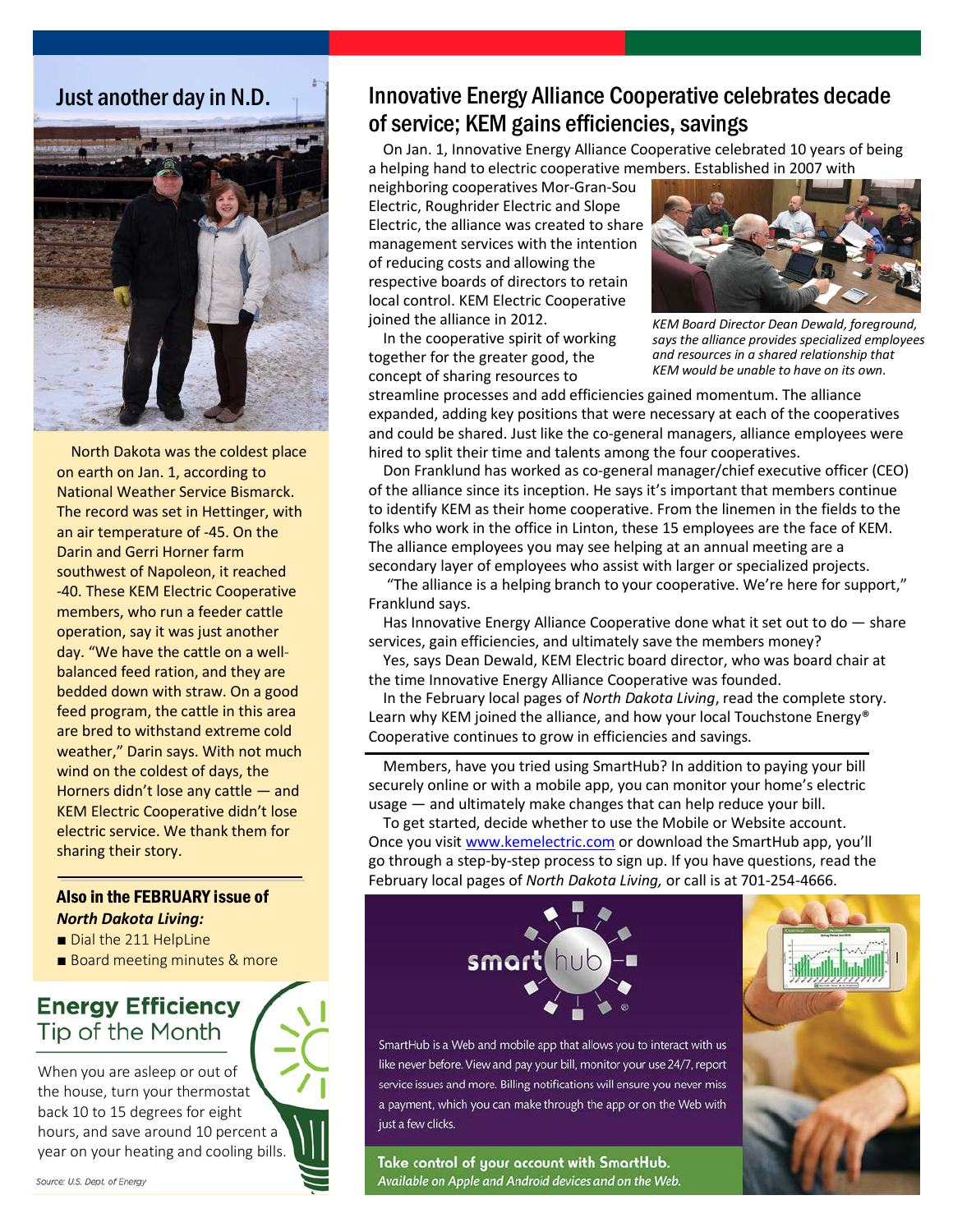## Just another day in N.D.

North Dakota was the coldest place on earth on Jan. 1, according to National Weather Service Bismarck. The record was set in Hettinger, with an air temperature of -45. On the Darin and Gerri Horner farm southwest of Napoleon, it reached -40. These KEM Electric Cooperative members, who run a feeder cattle operation, say it was just another day. "We have the cattle on a well-balanced feed ration, and they are bedded down with straw. On a good feed program, the cattle in this area are bred to withstand extreme cold weather," Darin says. With not much wind on the coldest of days, the Horners didn't lose any cattle — and KEM Electric Cooperative didn't lose electric service. We thank them for sharing their story.

### Also in the FEBRUARY issue of *North Dakota Living:*

- Dial the 211 HelpLine
- Board meeting minutes & more

### Energy Efficiency Tip of the Month

When you are asleep or out of the house, turn your thermostat back 10 to 15 degrees for eight hours, and save around 10 percent a year on your heating and cooling bills.

Source: U.S. Dept. of Energy

## Innovative Energy Alliance Cooperative celebrates decade of service; KEM gains efficiencies, savings

On Jan. 1, Innovative Energy Alliance Cooperative celebrated 10 years of being a helping hand to electric cooperative members. Established in 2007 with neighboring cooperatives Mor-Gran-Sou Electric, Roughrider Electric and Slope Electric, the alliance was created to share management services with the intention of reducing costs and allowing the respective boards of directors to retain local control. KEM Electric Cooperative joined the alliance in 2012.

*KEM Board Director Dean Dewald, foreground, says the alliance provides specialized employees and resources in a shared relationship that KEM would be unable to have on its own.*

In the cooperative spirit of working together for the greater good, the concept of sharing resources to streamline processes and add efficiencies gained momentum. The alliance expanded, adding key positions that were necessary at each of the cooperatives and could be shared. Just like the co-general managers, alliance employees were hired to split their time and talents among the four cooperatives.

Don Franklund has worked as co-general manager/chief executive officer (CEO) of the alliance since its inception. He says it's important that members continue to identify KEM as their home cooperative. From the linemen in the fields to the folks who work in the office in Linton, these 15 employees are the face of KEM. The alliance employees you may see helping at an annual meeting are a secondary layer of employees who assist with larger or specialized projects.

"The alliance is a helping branch to your cooperative. We're here for support," Franklund says.

Has Innovative Energy Alliance Cooperative done what it set out to do — share services, gain efficiencies, and ultimately save the members money?

Yes, says Dean Dewald, KEM Electric board director, who was board chair at the time Innovative Energy Alliance Cooperative was founded.

In the February local pages of *North Dakota Living*, read the complete story. Learn why KEM joined the alliance, and how your local Touchstone Energy® Cooperative continues to grow in efficiencies and savings.

---

Members, have you tried using SmartHub? In addition to paying your bill securely online or with a mobile app, you can monitor your home's electric usage — and ultimately make changes that can help reduce your bill.

To get started, decide whether to use the Mobile or Website account. Once you visit www.kemelectric.com or download the SmartHub app, you'll go through a step-by-step process to sign up. If you have questions, read the February local pages of *North Dakota Living,* or call is at 701-254-4666.

smart hub

SmartHub is a Web and mobile app that allows you to interact with us like never before. View and pay your bill, monitor your use 24/7, report service issues and more. Billing notifications will ensure you never miss a payment, which you can make through the app or on the Web with just a few clicks.

**Take control of your account with SmartHub.**
*Available on Apple and Android devices and on the Web.*